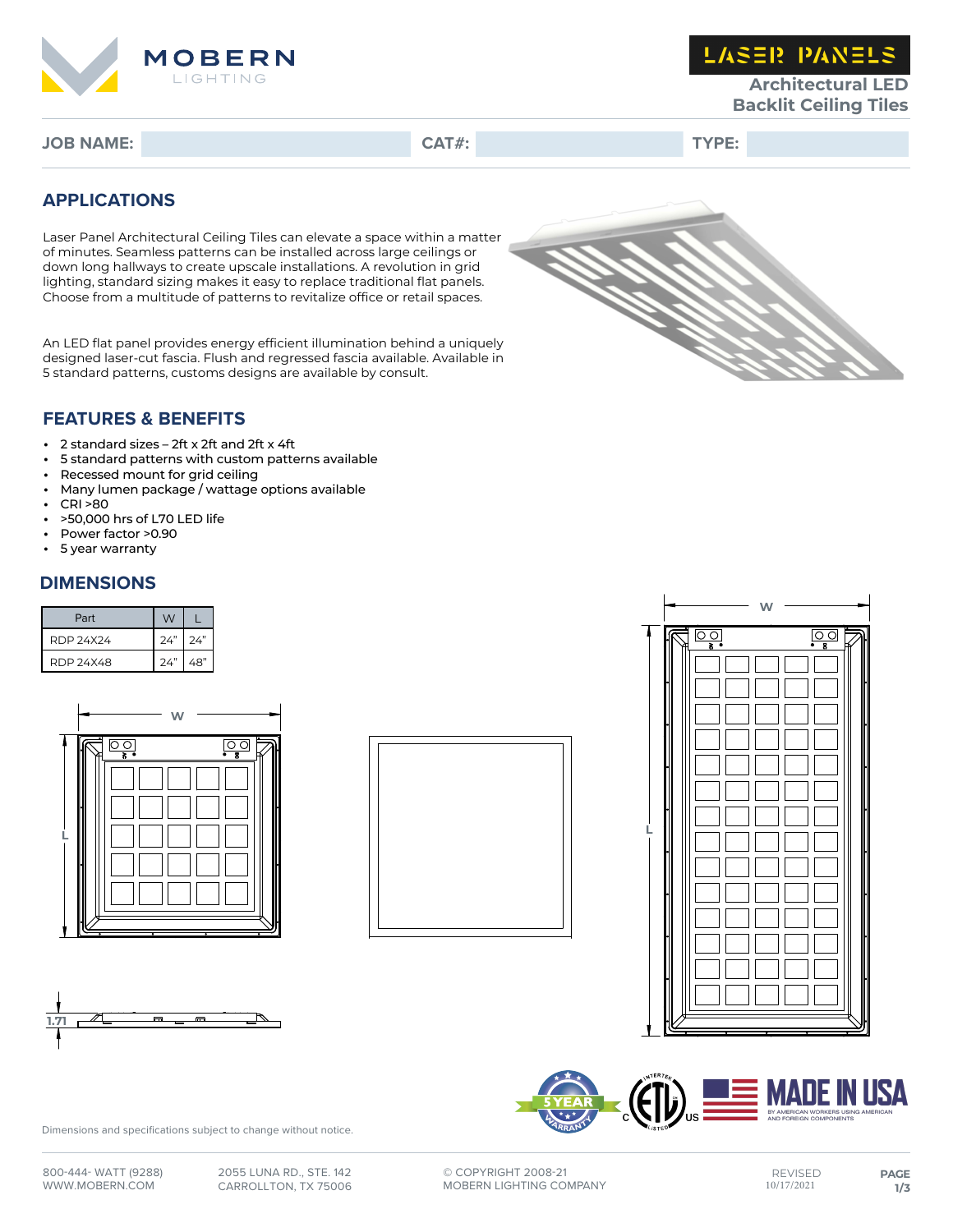MOBERN LIGHTING

# LASER PANELS

## Architectural LED Backlit Ceiling Tiles

**JOB NAME:** | **CAT#:** | **TYPE:**

## APPLICATIONS

Laser Panel Architectural Ceiling Tiles can elevate a space within a matter of minutes. Seamless patterns can be installed across large ceilings or down long hallways to create upscale installations. A revolution in grid lighting, standard sizing makes it easy to replace traditional flat panels. Choose from a multitude of patterns to revitalize office or retail spaces.

An LED flat panel provides energy efficient illumination behind a uniquely designed laser-cut fascia. Flush and regressed fascia available. Available in 5 standard patterns, customs designs are available by consult.

## FEATURES & BENEFITS

- 2 standard sizes – 2ft x 2ft and 2ft x 4ft
- 5 standard patterns with custom patterns available
- Recessed mount for grid ceiling
- Many lumen package / wattage options available
- CRI >80
- >50,000 hrs of L70 LED life
- Power factor >0.90
- 5 year warranty

## DIMENSIONS

| Part | W | L |
|---|---|---|
| RDP 24X24 | 24" | 24" |
| RDP 24X48 | 24" | 48" |

W

L

1.71

Dimensions and specifications subject to change without notice.

5 YEAR WARRANTY | Intertek ETL Listed C US | MADE IN USA BY AMERICAN WORKERS USING AMERICAN AND FOREIGN COMPONENTS

800-444- WATT (9288)
WWW.MOBERN.COM

2055 LUNA RD., STE. 142
CARROLLTON, TX 75006

© COPYRIGHT 2008-21
MOBERN LIGHTING COMPANY

REVISED
10/17/2021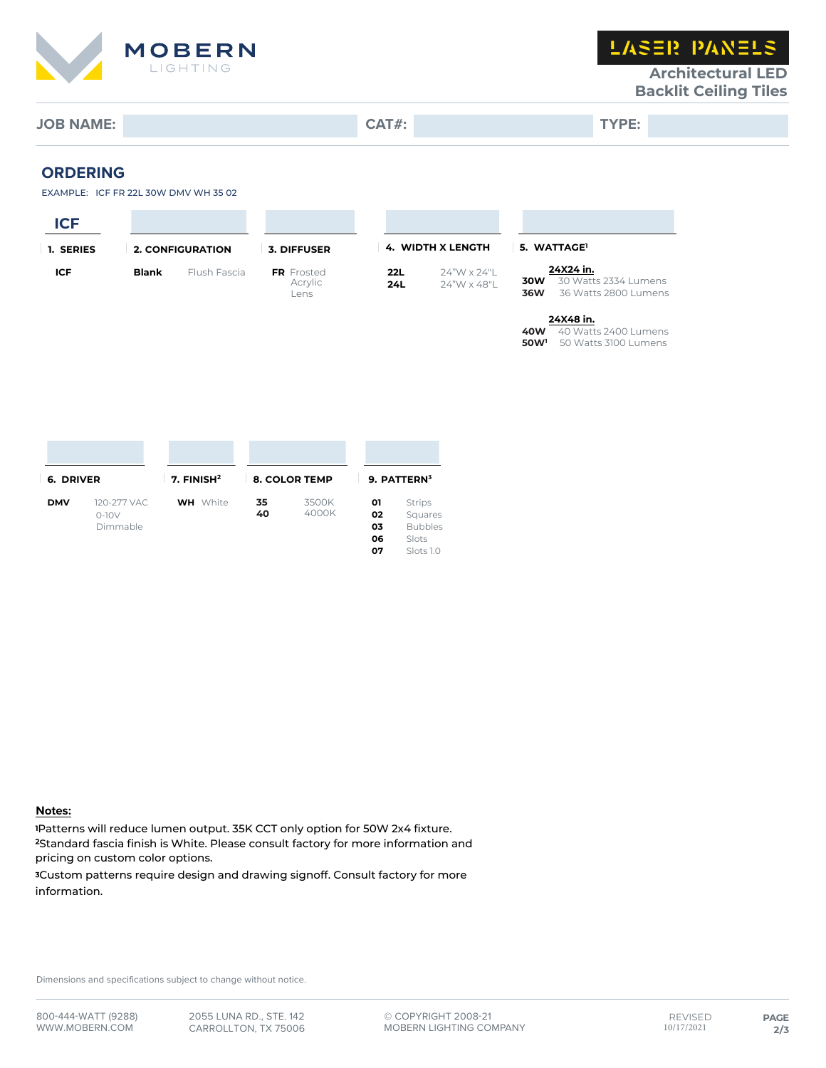MOBERN LIGHTING

LASER PANELS

Architectural LED Backlit Ceiling Tiles

JOB NAME: | CAT#: | TYPE:

## ORDERING

EXAMPLE: ICF FR 22L 30W DMV WH 35 02

| 1. SERIES | 2. CONFIGURATION | 3. DIFFUSER | 4. WIDTH X LENGTH | 5. WATTAGE[1] |
|---|---|---|---|---|
| **ICF** | | | | |
| **ICF** | **Blank** Flush Fascia | **FR** Frosted Acrylic Lens | **22L** 24"W x 24"L<br>**24L** 24"W x 48"L | **24X24 in.**<br>**30W** 30 Watts 2334 Lumens<br>**36W** 36 Watts 2800 Lumens<br>**24X48 in.**<br>**40W** 40 Watts 2400 Lumens<br>**50W**[1] 50 Watts 3100 Lumens |

| 6. DRIVER | 7. FINISH[2] | 8. COLOR TEMP | 9. PATTERN[3] |
|---|---|---|---|
| **DMV** 120-277 VAC 0-10V Dimmable | **WH** White | **35** 3500K<br>**40** 4000K | **01** Strips<br>**02** Squares<br>**03** Bubbles<br>**06** Slots<br>**07** Slots 1.0 |

**Notes:**

[1]Patterns will reduce lumen output. 35K CCT only option for 50W 2x4 fixture.

[2]Standard fascia finish is White. Please consult factory for more information and pricing on custom color options.

[3]Custom patterns require design and drawing signoff. Consult factory for more information.

Dimensions and specifications subject to change without notice.

800-444-WATT (9288)
WWW.MOBERN.COM

2055 LUNA RD., STE. 142
CARROLLTON, TX 75006

© COPYRIGHT 2008-21
MOBERN LIGHTING COMPANY

REVISED 10/17/2021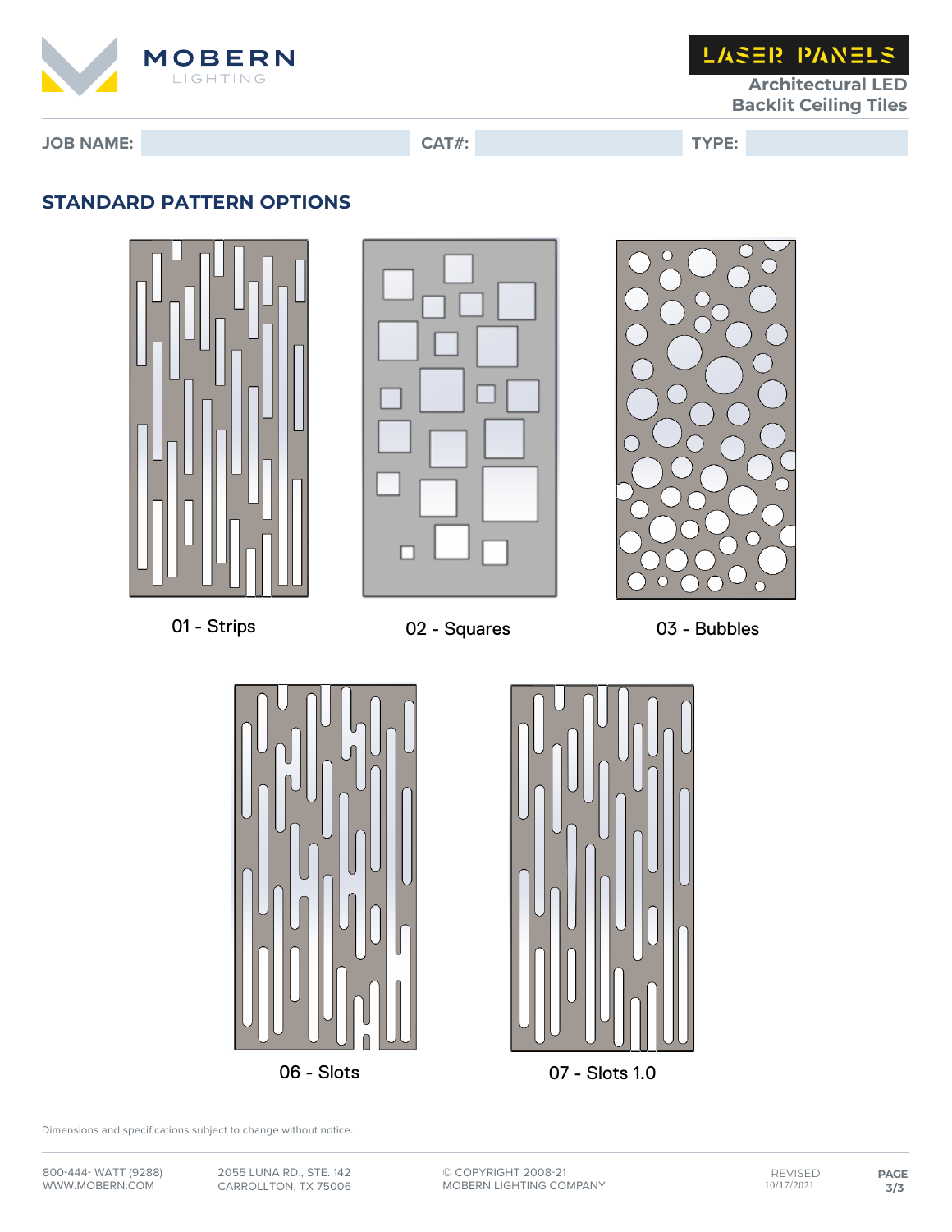MOBERN LIGHTING

LASER PANELS

Architectural LED Backlit Ceiling Tiles

| JOB NAME: | | CAT#: | | TYPE: | |
|---|---|---|---|---|---|

## STANDARD PATTERN OPTIONS

01 - Strips

02 - Squares

03 - Bubbles

06 - Slots

07 - Slots 1.0

Dimensions and specifications subject to change without notice.

800-444- WATT (9288)
WWW.MOBERN.COM

2055 LUNA RD., STE. 142
CARROLLTON, TX 75006

© COPYRIGHT 2008-21
MOBERN LIGHTING COMPANY

REVISED
10/17/2021